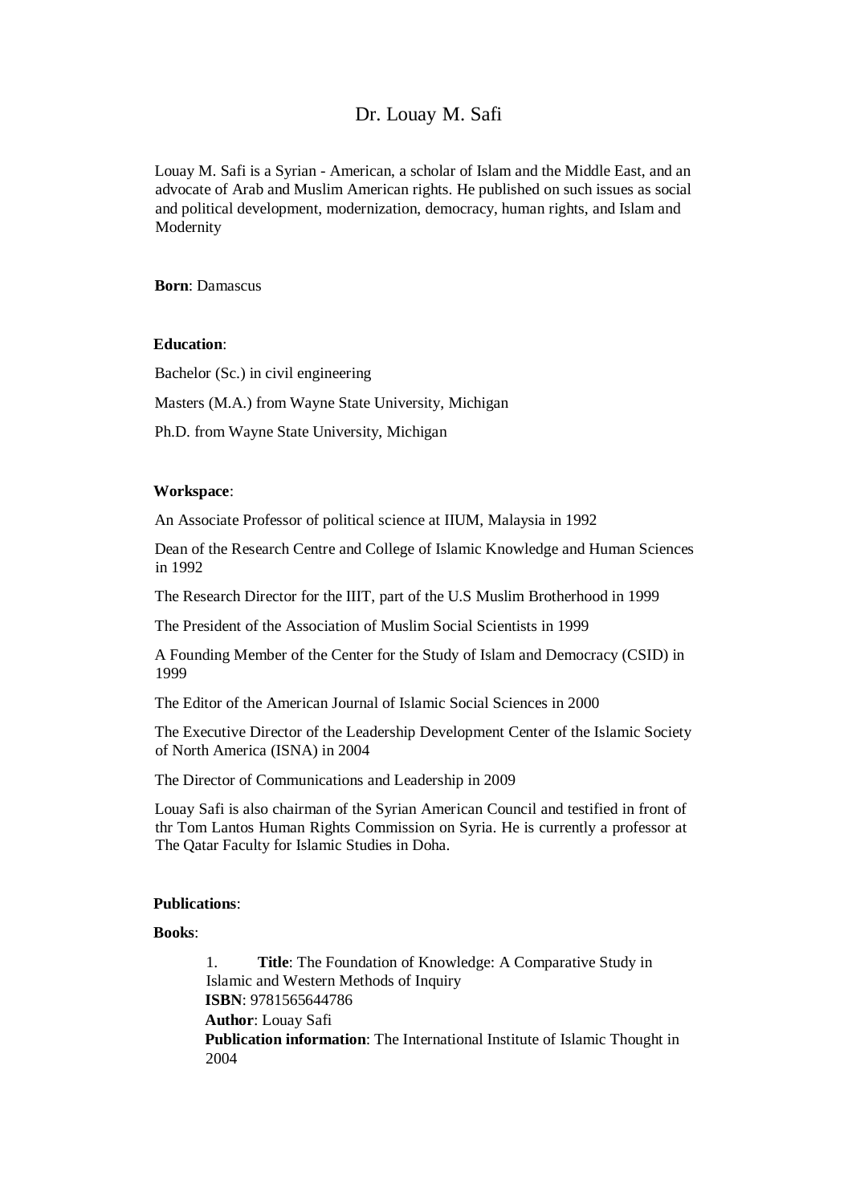# Dr. Louay M. Safi

Louay M. Safi is a Syrian - American, a scholar of Islam and the Middle East, and an advocate of Arab and Muslim American rights. He published on such issues as social and political development, modernization, democracy, human rights, and Islam and Modernity

**Born**: Damascus

**Education**:

Bachelor (Sc.) in civil engineering

Masters (M.A.) from Wayne State University, Michigan

Ph.D. from Wayne State University, Michigan

**Workspace**:

An Associate Professor of political science at IIUM, Malaysia in 1992

Dean of the Research Centre and College of Islamic Knowledge and Human Sciences in 1992

The Research Director for the IIIT, part of the U.S Muslim Brotherhood in 1999

The President of the Association of Muslim Social Scientists in 1999

A Founding Member of the Center for the Study of Islam and Democracy (CSID) in 1999

The Editor of the American Journal of Islamic Social Sciences in 2000

The Executive Director of the Leadership Development Center of the Islamic Society of North America (ISNA) in 2004

The Director of Communications and Leadership in 2009

Louay Safi is also chairman of the Syrian American Council and testified in front of thr Tom Lantos Human Rights Commission on Syria. He is currently a professor at The Qatar Faculty for Islamic Studies in Doha.

**Publications**:

**Books**:

1. **Title**: The Foundation of Knowledge: A Comparative Study in Islamic and Western Methods of Inquiry
   **ISBN**: 9781565644786
   **Author**: Louay Safi
   **Publication information**: The International Institute of Islamic Thought in 2004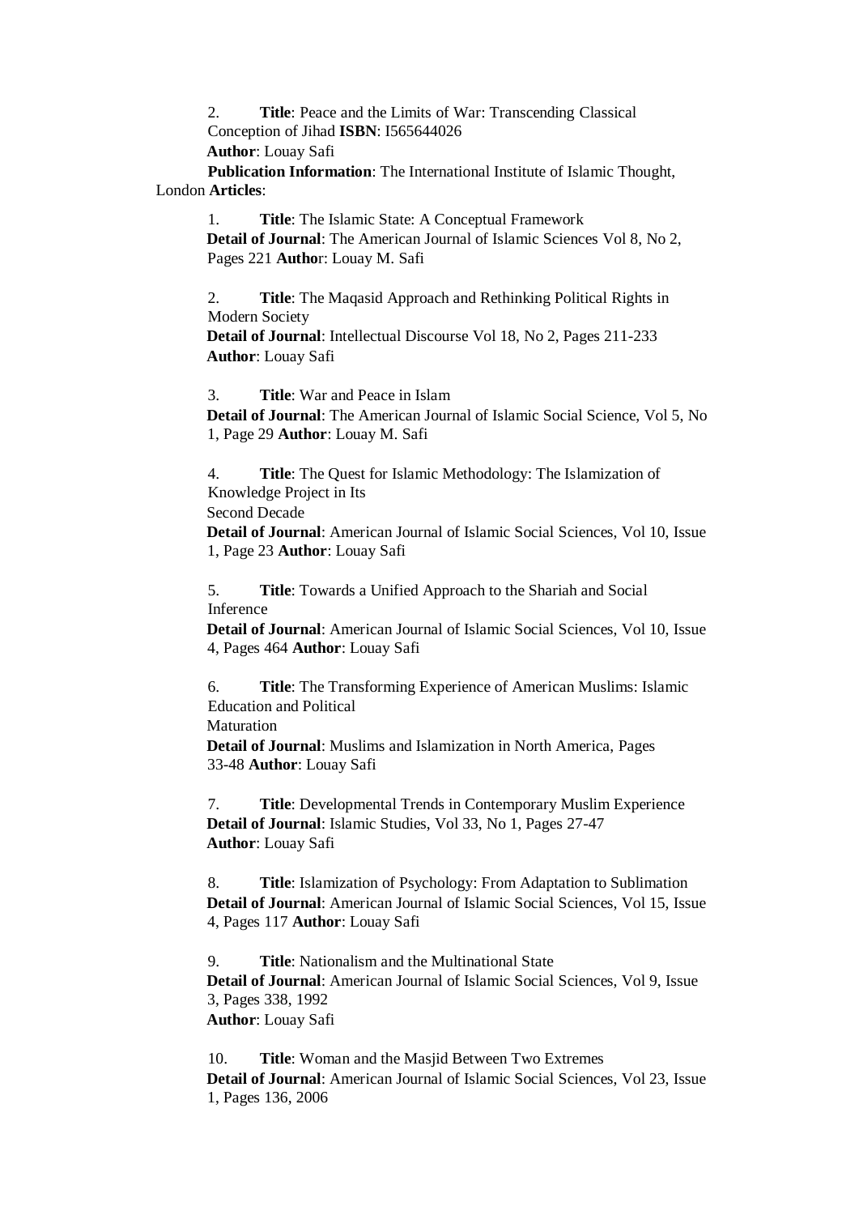2. **Title**: Peace and the Limits of War: Transcending Classical Conception of Jihad **ISBN**: I565644026
   **Author**: Louay Safi
   **Publication Information**: The International Institute of Islamic Thought, London **Articles**:

1. **Title**: The Islamic State: A Conceptual Framework
   **Detail of Journal**: The American Journal of Islamic Sciences Vol 8, No 2, Pages 221 **Author**: Louay M. Safi

2. **Title**: The Maqasid Approach and Rethinking Political Rights in Modern Society
   **Detail of Journal**: Intellectual Discourse Vol 18, No 2, Pages 211-233
   **Author**: Louay Safi

3. **Title**: War and Peace in Islam
   **Detail of Journal**: The American Journal of Islamic Social Science, Vol 5, No 1, Page 29 **Author**: Louay M. Safi

4. **Title**: The Quest for Islamic Methodology: The Islamization of Knowledge Project in Its Second Decade
   **Detail of Journal**: American Journal of Islamic Social Sciences, Vol 10, Issue 1, Page 23 **Author**: Louay Safi

5. **Title**: Towards a Unified Approach to the Shariah and Social Inference
   **Detail of Journal**: American Journal of Islamic Social Sciences, Vol 10, Issue 4, Pages 464 **Author**: Louay Safi

6. **Title**: The Transforming Experience of American Muslims: Islamic Education and Political Maturation
   **Detail of Journal**: Muslims and Islamization in North America, Pages 33-48 **Author**: Louay Safi

7. **Title**: Developmental Trends in Contemporary Muslim Experience
   **Detail of Journal**: Islamic Studies, Vol 33, No 1, Pages 27-47
   **Author**: Louay Safi

8. **Title**: Islamization of Psychology: From Adaptation to Sublimation
   **Detail of Journal**: American Journal of Islamic Social Sciences, Vol 15, Issue 4, Pages 117 **Author**: Louay Safi

9. **Title**: Nationalism and the Multinational State
   **Detail of Journal**: American Journal of Islamic Social Sciences, Vol 9, Issue 3, Pages 338, 1992
   **Author**: Louay Safi

10. **Title**: Woman and the Masjid Between Two Extremes
    **Detail of Journal**: American Journal of Islamic Social Sciences, Vol 23, Issue 1, Pages 136, 2006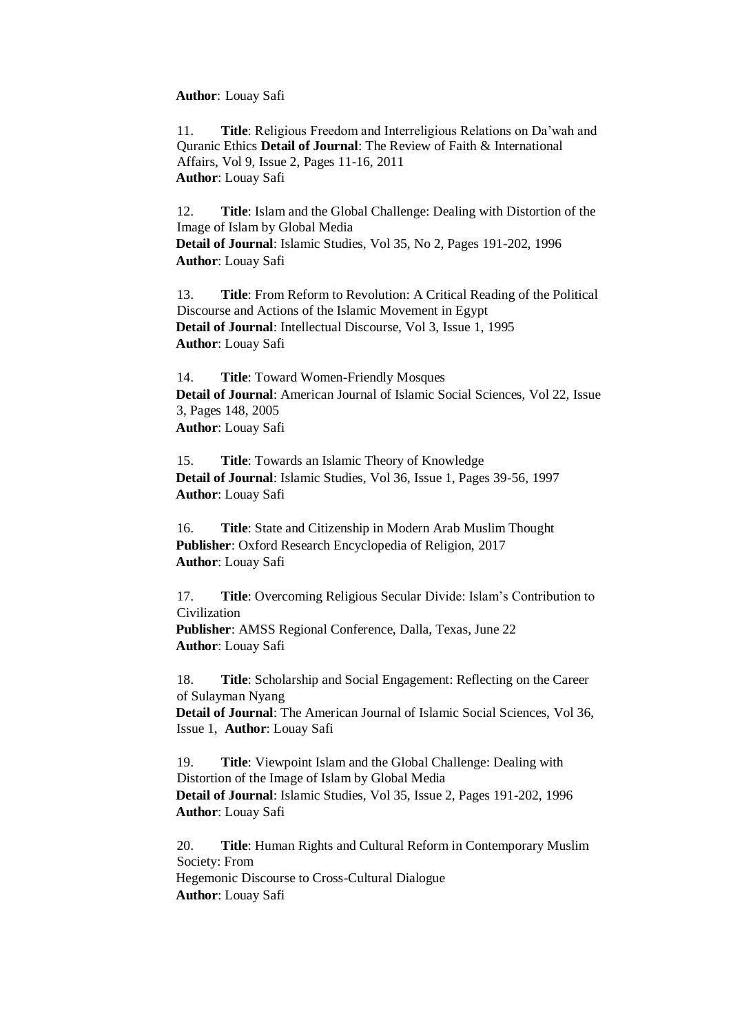**Author**: Louay Safi

11. **Title**: Religious Freedom and Interreligious Relations on Da'wah and Quranic Ethics **Detail of Journal**: The Review of Faith & International Affairs, Vol 9, Issue 2, Pages 11-16, 2011
**Author**: Louay Safi

12. **Title**: Islam and the Global Challenge: Dealing with Distortion of the Image of Islam by Global Media
**Detail of Journal**: Islamic Studies, Vol 35, No 2, Pages 191-202, 1996
**Author**: Louay Safi

13. **Title**: From Reform to Revolution: A Critical Reading of the Political Discourse and Actions of the Islamic Movement in Egypt
**Detail of Journal**: Intellectual Discourse, Vol 3, Issue 1, 1995
**Author**: Louay Safi

14. **Title**: Toward Women-Friendly Mosques
**Detail of Journal**: American Journal of Islamic Social Sciences, Vol 22, Issue 3, Pages 148, 2005
**Author**: Louay Safi

15. **Title**: Towards an Islamic Theory of Knowledge
**Detail of Journal**: Islamic Studies, Vol 36, Issue 1, Pages 39-56, 1997
**Author**: Louay Safi

16. **Title**: State and Citizenship in Modern Arab Muslim Thought
**Publisher**: Oxford Research Encyclopedia of Religion, 2017
**Author**: Louay Safi

17. **Title**: Overcoming Religious Secular Divide: Islam's Contribution to Civilization
**Publisher**: AMSS Regional Conference, Dalla, Texas, June 22
**Author**: Louay Safi

18. **Title**: Scholarship and Social Engagement: Reflecting on the Career of Sulayman Nyang
**Detail of Journal**: The American Journal of Islamic Social Sciences, Vol 36, Issue 1, **Author**: Louay Safi

19. **Title**: Viewpoint Islam and the Global Challenge: Dealing with Distortion of the Image of Islam by Global Media
**Detail of Journal**: Islamic Studies, Vol 35, Issue 2, Pages 191-202, 1996
**Author**: Louay Safi

20. **Title**: Human Rights and Cultural Reform in Contemporary Muslim Society: From
Hegemonic Discourse to Cross-Cultural Dialogue
**Author**: Louay Safi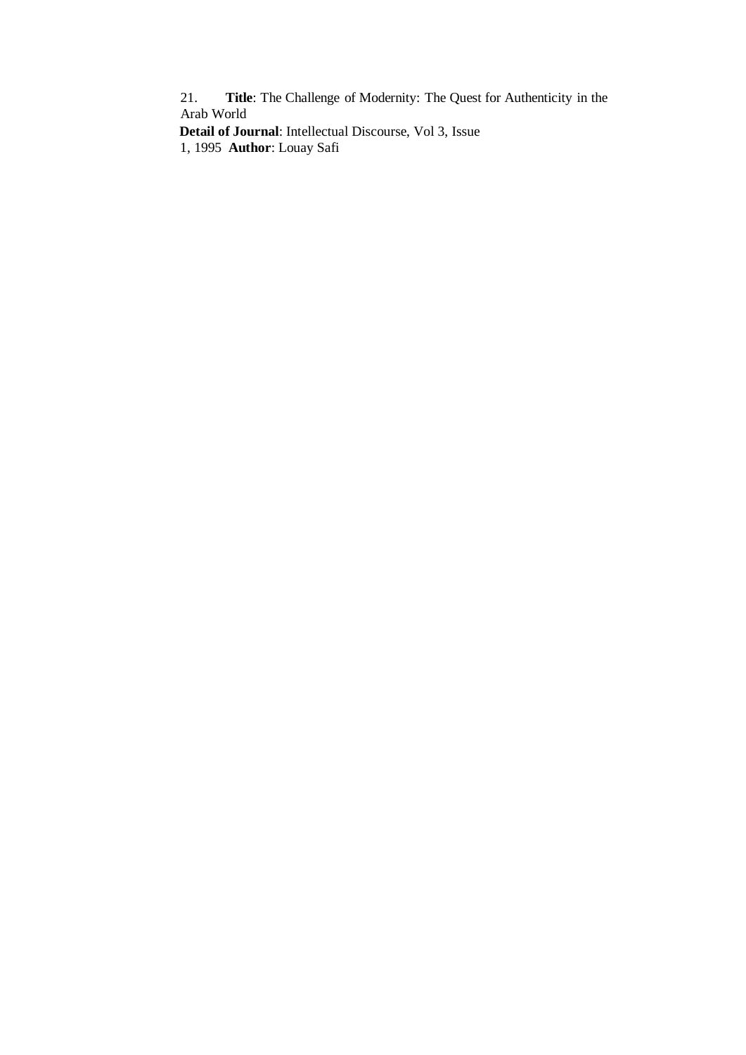21. **Title**: The Challenge of Modernity: The Quest for Authenticity in the Arab World
**Detail of Journal**: Intellectual Discourse, Vol 3, Issue 1, 1995 **Author**: Louay Safi